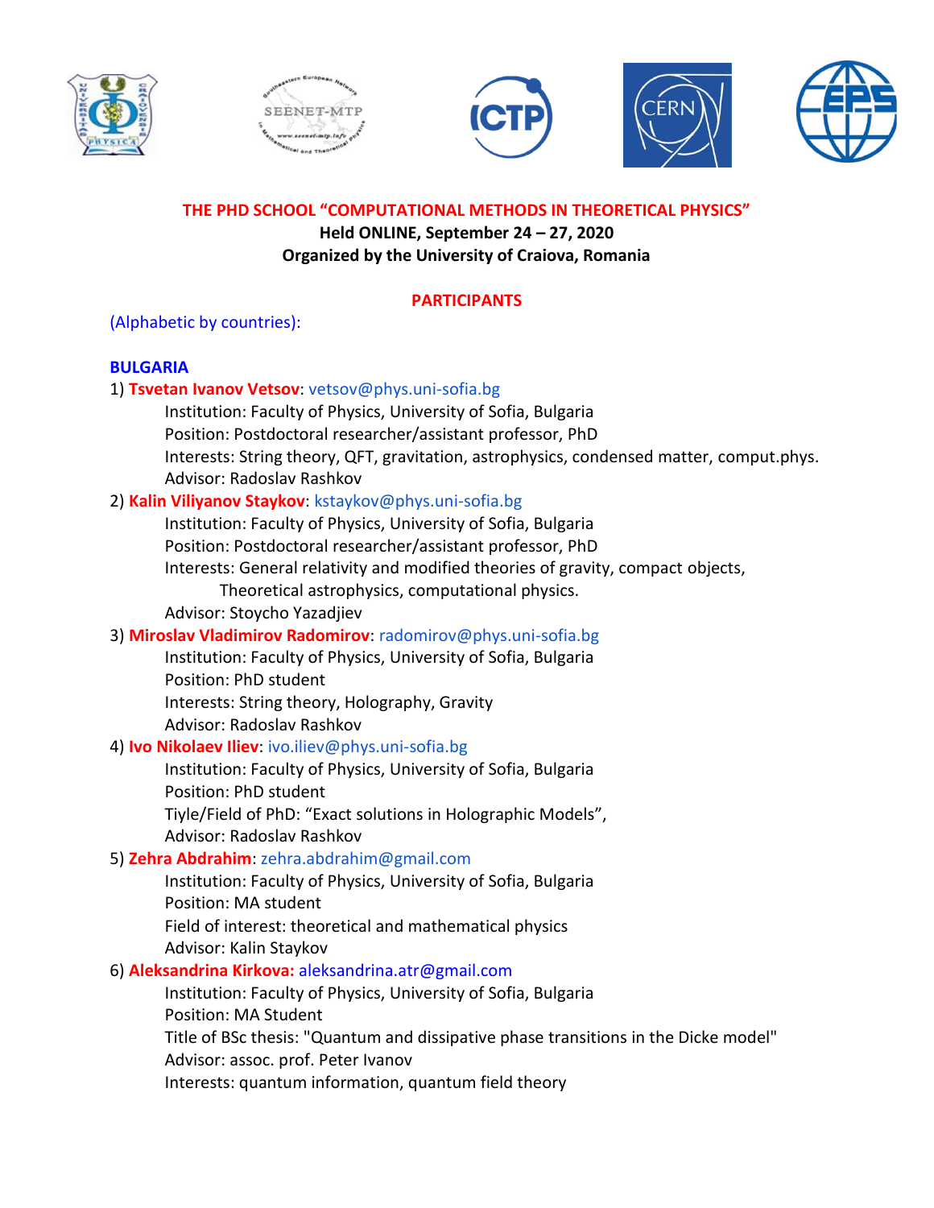# THE PHD SCHOOL "COMPUTATIONAL METHODS IN THEORETICAL PHYSICS"

**Held ONLINE, September 24 – 27, 2020**

**Organized by the University of Craiova, Romania**

## PARTICIPANTS

(Alphabetic by countries):

### BULGARIA

1) **Tsvetan Ivanov Vetsov**: vetsov@phys.uni-sofia.bg
   - Institution: Faculty of Physics, University of Sofia, Bulgaria
   - Position: Postdoctoral researcher/assistant professor, PhD
   - Interests: String theory, QFT, gravitation, astrophysics, condensed matter, comput.phys.
   - Advisor: Radoslav Rashkov

2) **Kalin Viliyanov Staykov**: kstaykov@phys.uni-sofia.bg
   - Institution: Faculty of Physics, University of Sofia, Bulgaria
   - Position: Postdoctoral researcher/assistant professor, PhD
   - Interests: General relativity and modified theories of gravity, compact objects, Theoretical astrophysics, computational physics.
   - Advisor: Stoycho Yazadjiev

3) **Miroslav Vladimirov Radomirov**: radomirov@phys.uni-sofia.bg
   - Institution: Faculty of Physics, University of Sofia, Bulgaria
   - Position: PhD student
   - Interests: String theory, Holography, Gravity
   - Advisor: Radoslav Rashkov

4) **Ivo Nikolaev Iliev**: ivo.iliev@phys.uni-sofia.bg
   - Institution: Faculty of Physics, University of Sofia, Bulgaria
   - Position: PhD student
   - Tiyle/Field of PhD: "Exact solutions in Holographic Models",
   - Advisor: Radoslav Rashkov

5) **Zehra Abdrahim**: zehra.abdrahim@gmail.com
   - Institution: Faculty of Physics, University of Sofia, Bulgaria
   - Position: MA student
   - Field of interest: theoretical and mathematical physics
   - Advisor: Kalin Staykov

6) **Aleksandrina Kirkova:** aleksandrina.atr@gmail.com
   - Institution: Faculty of Physics, University of Sofia, Bulgaria
   - Position: MA Student
   - Title of BSc thesis: "Quantum and dissipative phase transitions in the Dicke model"
   - Advisor: assoc. prof. Peter Ivanov
   - Interests: quantum information, quantum field theory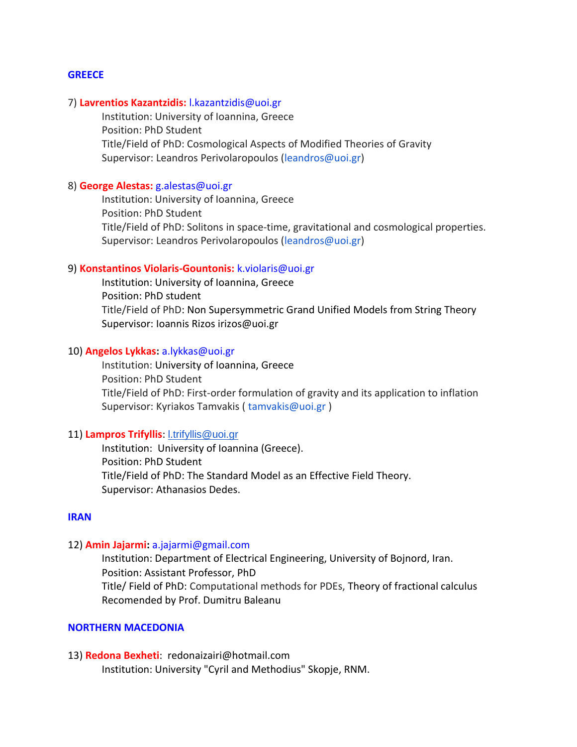## GREECE

7) **Lavrentios Kazantzidis:** l.kazantzidis@uoi.gr
   Institution: University of Ioannina, Greece
   Position: PhD Student
   Title/Field of PhD: Cosmological Aspects of Modified Theories of Gravity
   Supervisor: Leandros Perivolaropoulos (leandros@uoi.gr)

8) **George Alestas:** g.alestas@uoi.gr
   Institution: University of Ioannina, Greece
   Position: PhD Student
   Title/Field of PhD: Solitons in space-time, gravitational and cosmological properties.
   Supervisor: Leandros Perivolaropoulos (leandros@uoi.gr)

9) **Konstantinos Violaris-Gountonis:** k.violaris@uoi.gr
   Institution: University of Ioannina, Greece
   Position: PhD student
   Title/Field of PhD: Non Supersymmetric Grand Unified Models from String Theory
   Supervisor: Ioannis Rizos irizos@uoi.gr

10) **Angelos Lykkas:** a.lykkas@uoi.gr
   Institution: University of Ioannina, Greece
   Position: PhD Student
   Title/Field of PhD: First-order formulation of gravity and its application to inflation
   Supervisor: Kyriakos Tamvakis ( tamvakis@uoi.gr )

11) **Lampros Trifyllis**: l.trifyllis@uoi.gr
   Institution: University of Ioannina (Greece).
   Position: PhD Student
   Title/Field of PhD: The Standard Model as an Effective Field Theory.
   Supervisor: Athanasios Dedes.

## IRAN

12) **Amin Jajarmi:** a.jajarmi@gmail.com
   Institution: Department of Electrical Engineering, University of Bojnord, Iran.
   Position: Assistant Professor, PhD
   Title/ Field of PhD: Computational methods for PDEs, Theory of fractional calculus
   Recomended by Prof. Dumitru Baleanu

## NORTHERN MACEDONIA

13) **Redona Bexheti**: redonaizairi@hotmail.com
   Institution: University "Cyril and Methodius" Skopje, RNM.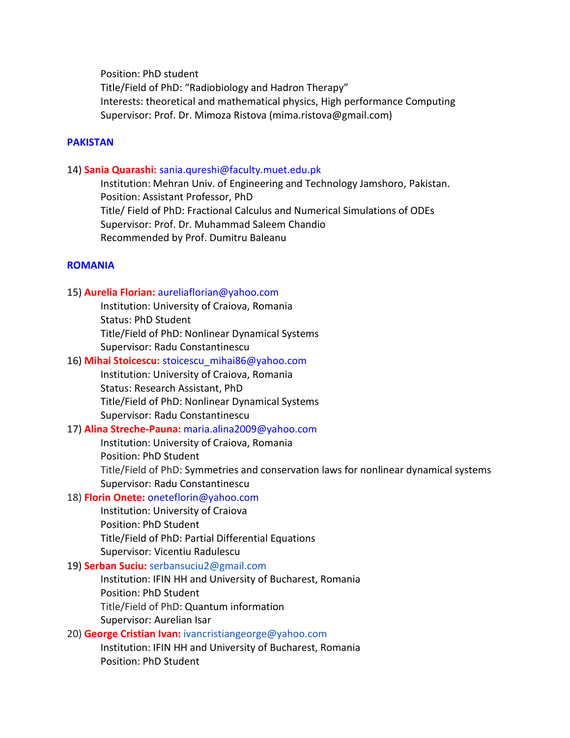Position: PhD student
Title/Field of PhD: "Radiobiology and Hadron Therapy"
Interests: theoretical and mathematical physics, High performance Computing
Supervisor: Prof. Dr. Mimoza Ristova (mima.ristova@gmail.com)

**PAKISTAN**

14) **Sania Quarashi:** sania.qureshi@faculty.muet.edu.pk
Institution: Mehran Univ. of Engineering and Technology Jamshoro, Pakistan.
Position: Assistant Professor, PhD
Title/ Field of PhD: Fractional Calculus and Numerical Simulations of ODEs
Supervisor: Prof. Dr. Muhammad Saleem Chandio
Recommended by Prof. Dumitru Baleanu

**ROMANIA**

15) **Aurelia Florian:** aureliaflorian@yahoo.com
Institution: University of Craiova, Romania
Status: PhD Student
Title/Field of PhD: Nonlinear Dynamical Systems
Supervisor: Radu Constantinescu

16) **Mihai Stoicescu:** stoicescu_mihai86@yahoo.com
Institution: University of Craiova, Romania
Status: Research Assistant, PhD
Title/Field of PhD: Nonlinear Dynamical Systems
Supervisor: Radu Constantinescu

17) **Alina Streche-Pauna:** maria.alina2009@yahoo.com
Institution: University of Craiova, Romania
Position: PhD Student
Title/Field of PhD: Symmetries and conservation laws for nonlinear dynamical systems
Supervisor: Radu Constantinescu

18) **Florin Onete:** oneteflorin@yahoo.com
Institution: University of Craiova
Position: PhD Student
Title/Field of PhD: Partial Differential Equations
Supervisor: Vicentiu Radulescu

19) **Serban Suciu:** serbansuciu2@gmail.com
Institution: IFIN HH and University of Bucharest, Romania
Position: PhD Student
Title/Field of PhD: Quantum information
Supervisor: Aurelian Isar

20) **George Cristian Ivan:** ivancristiangeorge@yahoo.com
Institution: IFIN HH and University of Bucharest, Romania
Position: PhD Student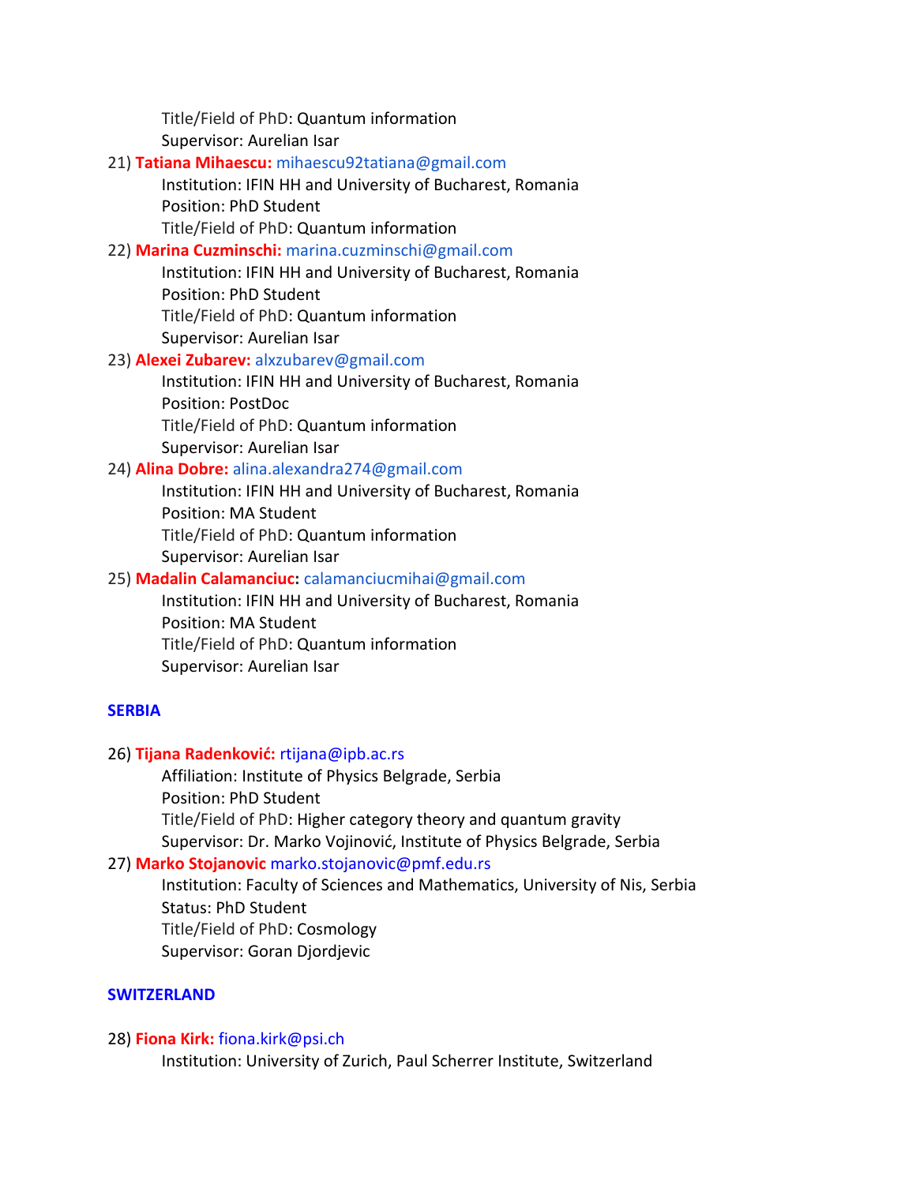Title/Field of PhD: Quantum information
Supervisor: Aurelian Isar

21) **Tatiana Mihaescu:** mihaescu92tatiana@gmail.com
    Institution: IFIN HH and University of Bucharest, Romania
    Position: PhD Student
    Title/Field of PhD: Quantum information

22) **Marina Cuzminschi:** marina.cuzminschi@gmail.com
    Institution: IFIN HH and University of Bucharest, Romania
    Position: PhD Student
    Title/Field of PhD: Quantum information
    Supervisor: Aurelian Isar

23) **Alexei Zubarev:** alxzubarev@gmail.com
    Institution: IFIN HH and University of Bucharest, Romania
    Position: PostDoc
    Title/Field of PhD: Quantum information
    Supervisor: Aurelian Isar

24) **Alina Dobre:** alina.alexandra274@gmail.com
    Institution: IFIN HH and University of Bucharest, Romania
    Position: MA Student
    Title/Field of PhD: Quantum information
    Supervisor: Aurelian Isar

25) **Madalin Calamanciuc:** calamanciucmihai@gmail.com
    Institution: IFIN HH and University of Bucharest, Romania
    Position: MA Student
    Title/Field of PhD: Quantum information
    Supervisor: Aurelian Isar

**SERBIA**

26) **Tijana Radenković:** rtijana@ipb.ac.rs
    Affiliation: Institute of Physics Belgrade, Serbia
    Position: PhD Student
    Title/Field of PhD: Higher category theory and quantum gravity
    Supervisor: Dr. Marko Vojinović, Institute of Physics Belgrade, Serbia

27) **Marko Stojanovic** marko.stojanovic@pmf.edu.rs
    Institution: Faculty of Sciences and Mathematics, University of Nis, Serbia
    Status: PhD Student
    Title/Field of PhD: Cosmology
    Supervisor: Goran Djordjevic

**SWITZERLAND**

28) **Fiona Kirk:** fiona.kirk@psi.ch
    Institution: University of Zurich, Paul Scherrer Institute, Switzerland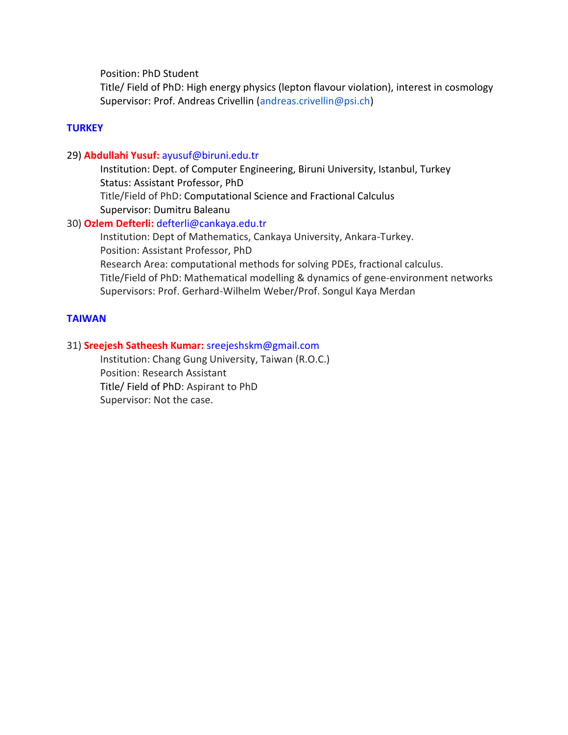Position: PhD Student
Title/ Field of PhD: High energy physics (lepton flavour violation), interest in cosmology
Supervisor: Prof. Andreas Crivellin (andreas.crivellin@psi.ch)

## TURKEY

29) **Abdullahi Yusuf:** ayusuf@biruni.edu.tr
Institution: Dept. of Computer Engineering, Biruni University, Istanbul, Turkey
Status: Assistant Professor, PhD
Title/Field of PhD: Computational Science and Fractional Calculus
Supervisor: Dumitru Baleanu

30) **Ozlem Defterli:** defterli@cankaya.edu.tr
Institution: Dept of Mathematics, Cankaya University, Ankara-Turkey.
Position: Assistant Professor, PhD
Research Area: computational methods for solving PDEs, fractional calculus.
Title/Field of PhD: Mathematical modelling & dynamics of gene-environment networks
Supervisors: Prof. Gerhard-Wilhelm Weber/Prof. Songul Kaya Merdan

## TAIWAN

31) **Sreejesh Satheesh Kumar:** sreejeshskm@gmail.com
Institution: Chang Gung University, Taiwan (R.O.C.)
Position: Research Assistant
Title/ Field of PhD: Aspirant to PhD
Supervisor: Not the case.